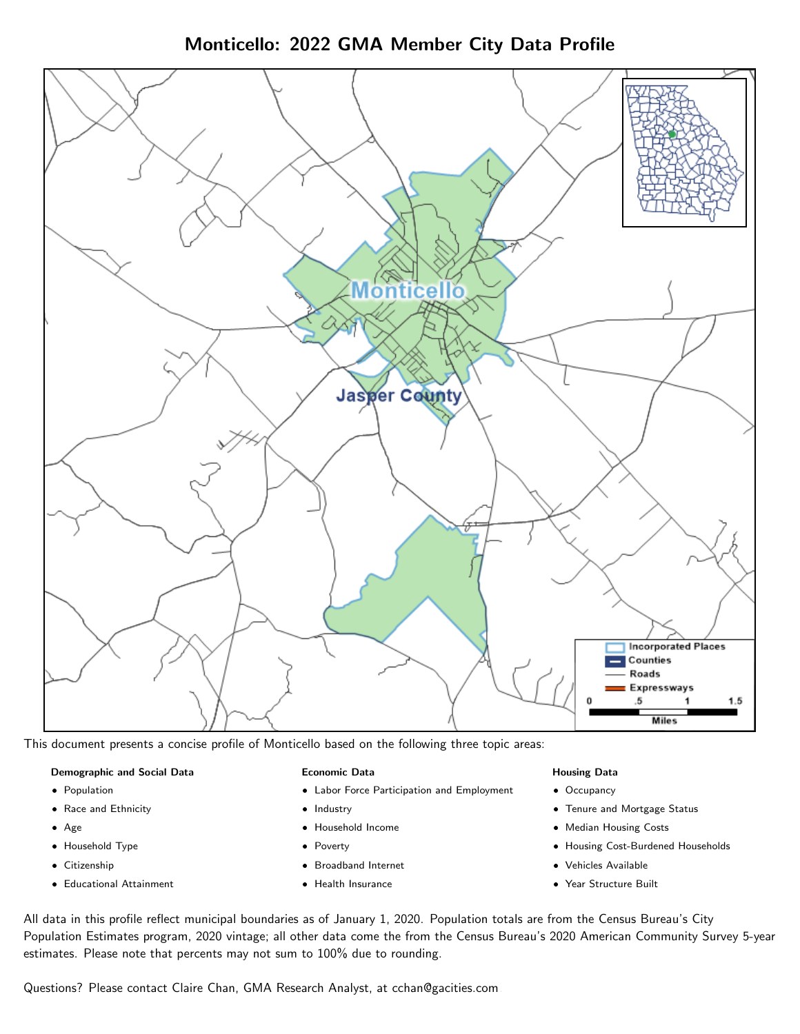# Monticello: 2022 GMA Member City Data Profile

This document presents a concise profile of Monticello based on the following three topic areas:

**Demographic and Social Data**

- Population
- Race and Ethnicity
- Age
- Household Type
- Citizenship
- Educational Attainment

**Economic Data**

- Labor Force Participation and Employment
- Industry
- Household Income
- Poverty
- Broadband Internet
- Health Insurance

**Housing Data**

- Occupancy
- Tenure and Mortgage Status
- Median Housing Costs
- Housing Cost-Burdened Households
- Vehicles Available
- Year Structure Built

All data in this profile reflect municipal boundaries as of January 1, 2020. Population totals are from the Census Bureau's City Population Estimates program, 2020 vintage; all other data come the from the Census Bureau's 2020 American Community Survey 5-year estimates. Please note that percents may not sum to 100% due to rounding.

Questions? Please contact Claire Chan, GMA Research Analyst, at cchan@gacities.com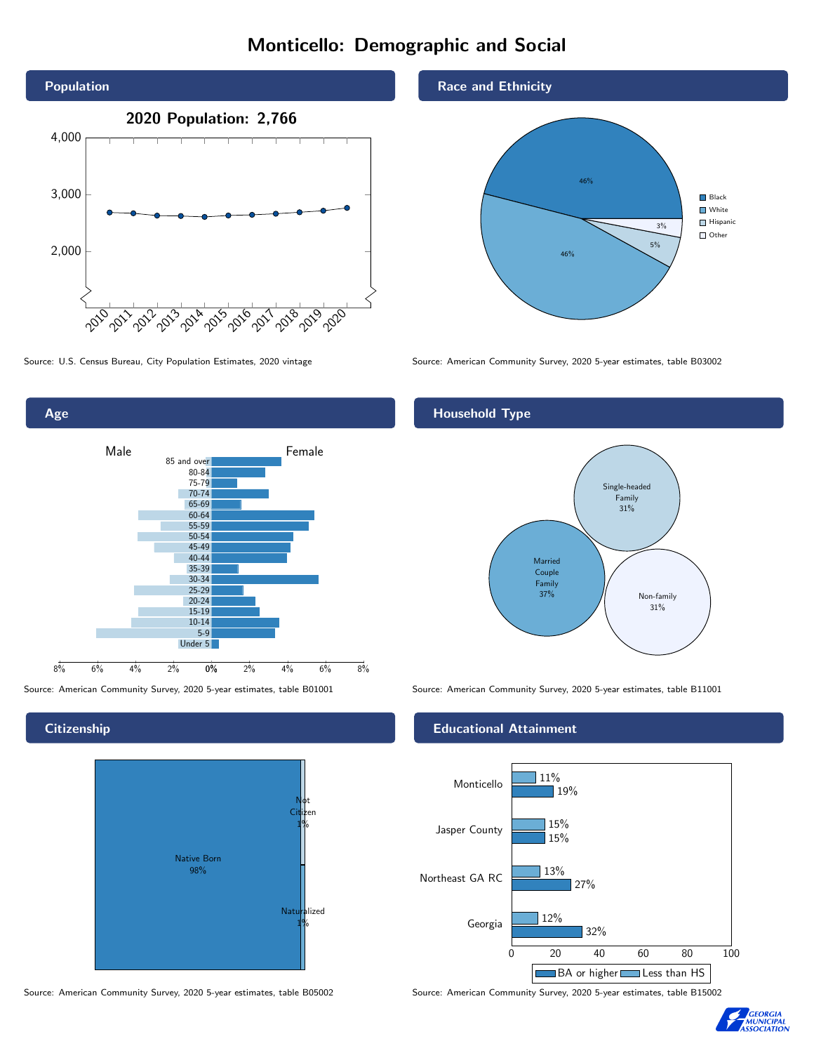# Monticello: Demographic and Social

## Population

2020 Population: 2,766

Source: U.S. Census Bureau, City Population Estimates, 2020 vintage

## Race and Ethnicity

| Race/Ethnicity | Share |
| --- | --- |
| Black | 46% |
| White | 46% |
| Hispanic | 5% |
| Other | 3% |

Source: American Community Survey, 2020 5-year estimates, table B03002

## Age

Source: American Community Survey, 2020 5-year estimates, table B01001

## Household Type

| Household Type | Share |
| --- | --- |
| Married Couple Family | 37% |
| Single-headed Family | 31% |
| Non-family | 31% |

Source: American Community Survey, 2020 5-year estimates, table B11001

## Citizenship

| Status | Share |
| --- | --- |
| Native Born | 98% |
| Not Citizen | 1% |
| Naturalized | 1% |

Source: American Community Survey, 2020 5-year estimates, table B05002

## Educational Attainment

| Area | Less than HS | BA or higher |
| --- | --- | --- |
| Monticello | 11% | 19% |
| Jasper County | 15% | 15% |
| Northeast GA RC | 13% | 27% |
| Georgia | 12% | 32% |

Source: American Community Survey, 2020 5-year estimates, table B15002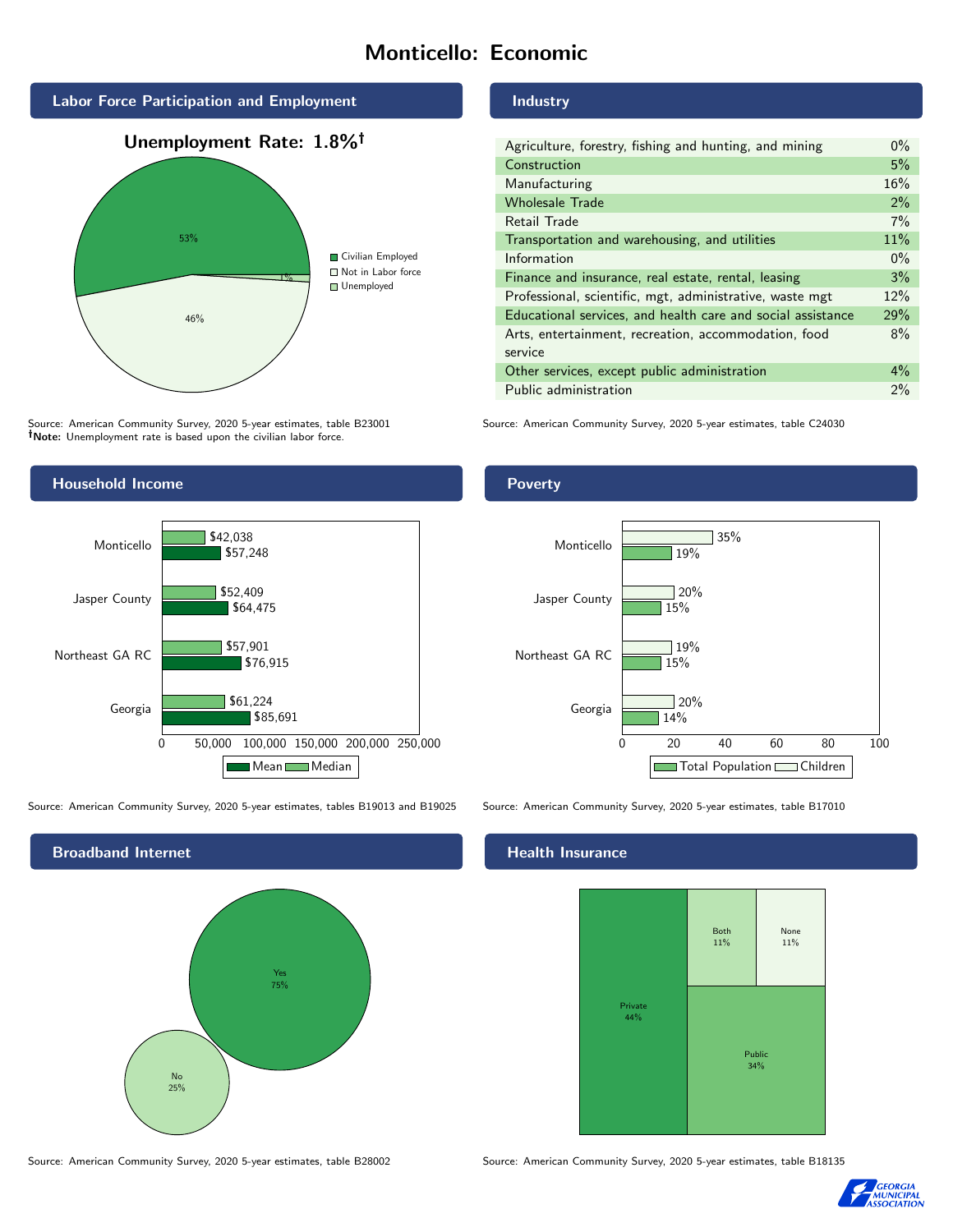# Monticello: Economic

## Labor Force Participation and Employment

**Unemployment Rate: 1.8%†**

| Category | Percent |
|---|---|
| Civilian Employed | 53% |
| Not in Labor force | 46% |
| Unemployed | 1% |

Source: American Community Survey, 2020 5-year estimates, table B23001
**†Note:** Unemployment rate is based upon the civilian labor force.

## Industry

| Industry | Percent |
|---|---|
| Agriculture, forestry, fishing and hunting, and mining | 0% |
| Construction | 5% |
| Manufacturing | 16% |
| Wholesale Trade | 2% |
| Retail Trade | 7% |
| Transportation and warehousing, and utilities | 11% |
| Information | 0% |
| Finance and insurance, real estate, rental, leasing | 3% |
| Professional, scientific, mgt, administrative, waste mgt | 12% |
| Educational services, and health care and social assistance | 29% |
| Arts, entertainment, recreation, accommodation, food service | 8% |
| Other services, except public administration | 4% |
| Public administration | 2% |

Source: American Community Survey, 2020 5-year estimates, table C24030

## Household Income

| | Median | Mean |
|---|---|---|
| Monticello | $42,038 | $57,248 |
| Jasper County | $52,409 | $64,475 |
| Northeast GA RC | $57,901 | $76,915 |
| Georgia | $61,224 | $85,691 |

Source: American Community Survey, 2020 5-year estimates, tables B19013 and B19025

## Poverty

| | Children | Total Population |
|---|---|---|
| Monticello | 35% | 19% |
| Jasper County | 20% | 15% |
| Northeast GA RC | 19% | 15% |
| Georgia | 20% | 14% |

Source: American Community Survey, 2020 5-year estimates, table B17010

## Broadband Internet

| | Percent |
|---|---|
| Yes | 75% |
| No | 25% |

Source: American Community Survey, 2020 5-year estimates, table B28002

## Health Insurance

| | Percent |
|---|---|
| Private | 44% |
| Public | 34% |
| Both | 11% |
| None | 11% |

Source: American Community Survey, 2020 5-year estimates, table B18135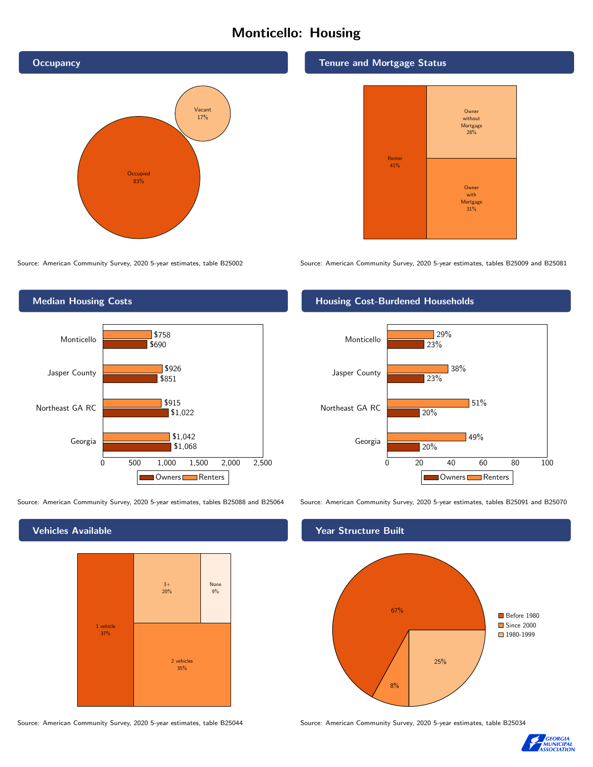# Monticello: Housing

## Occupancy

Vacant
17%

Occupied
83%

Source: American Community Survey, 2020 5-year estimates, table B25002

## Tenure and Mortgage Status

Renter
41%

Owner without Mortgage
28%

Owner with Mortgage
31%

Source: American Community Survey, 2020 5-year estimates, tables B25009 and B25081

## Median Housing Costs

Monticello
$758
$690

Jasper County
$926
$851

Northeast GA RC
$915
$1,022

Georgia
$1,042
$1,068

0 500 1,000 1,500 2,000 2,500

Owners Renters

Source: American Community Survey, 2020 5-year estimates, tables B25088 and B25064

## Housing Cost-Burdened Households

Monticello
29%
23%

Jasper County
38%
23%

Northeast GA RC
51%
20%

Georgia
49%
20%

0 20 40 60 80 100

Owners Renters

Source: American Community Survey, 2020 5-year estimates, tables B25091 and B25070

## Vehicles Available

1 vehicle
37%

3+
20%

None
9%

2 vehicles
35%

Source: American Community Survey, 2020 5-year estimates, table B25044

## Year Structure Built

67%

8%

25%

Before 1980
Since 2000
1980-1999

Source: American Community Survey, 2020 5-year estimates, table B25034